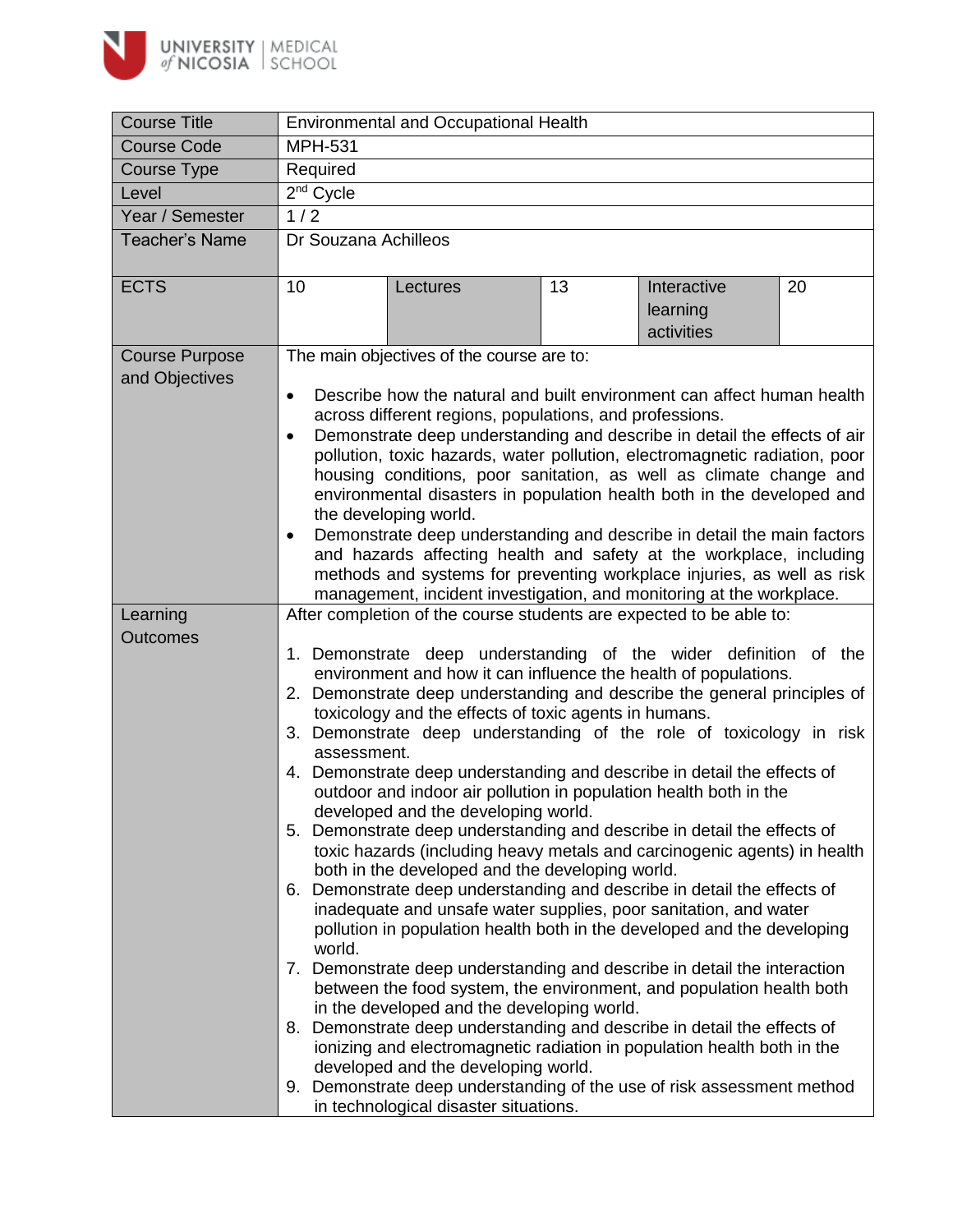| Course Title | Environmental and Occupational Health | | | | |
|---|---|---|---|---|---|
| Course Code | MPH-531 | | | | |
| Course Type | Required | | | | |
| Level | 2nd Cycle | | | | |
| Year / Semester | 1 / 2 | | | | |
| Teacher's Name | Dr Souzana Achilleos | | | | |
| ECTS | 10 | Lectures | 13 | Interactive learning activities | 20 |
| Course Purpose and Objectives | The main objectives of the course are to:<br><br>• Describe how the natural and built environment can affect human health across different regions, populations, and professions.<br>• Demonstrate deep understanding and describe in detail the effects of air pollution, toxic hazards, water pollution, electromagnetic radiation, poor housing conditions, poor sanitation, as well as climate change and environmental disasters in population health both in the developed and the developing world.<br>• Demonstrate deep understanding and describe in detail the main factors and hazards affecting health and safety at the workplace, including methods and systems for preventing workplace injuries, as well as risk management, incident investigation, and monitoring at the workplace. | | | | |
| Learning Outcomes | After completion of the course students are expected to be able to:<br><br>1. Demonstrate deep understanding of the wider definition of the environment and how it can influence the health of populations.<br>2. Demonstrate deep understanding and describe the general principles of toxicology and the effects of toxic agents in humans.<br>3. Demonstrate deep understanding of the role of toxicology in risk assessment.<br>4. Demonstrate deep understanding and describe in detail the effects of outdoor and indoor air pollution in population health both in the developed and the developing world.<br>5. Demonstrate deep understanding and describe in detail the effects of toxic hazards (including heavy metals and carcinogenic agents) in health both in the developed and the developing world.<br>6. Demonstrate deep understanding and describe in detail the effects of inadequate and unsafe water supplies, poor sanitation, and water pollution in population health both in the developed and the developing world.<br>7. Demonstrate deep understanding and describe in detail the interaction between the food system, the environment, and population health both in the developed and the developing world.<br>8. Demonstrate deep understanding and describe in detail the effects of ionizing and electromagnetic radiation in population health both in the developed and the developing world.<br>9. Demonstrate deep understanding of the use of risk assessment method in technological disaster situations. | | | | |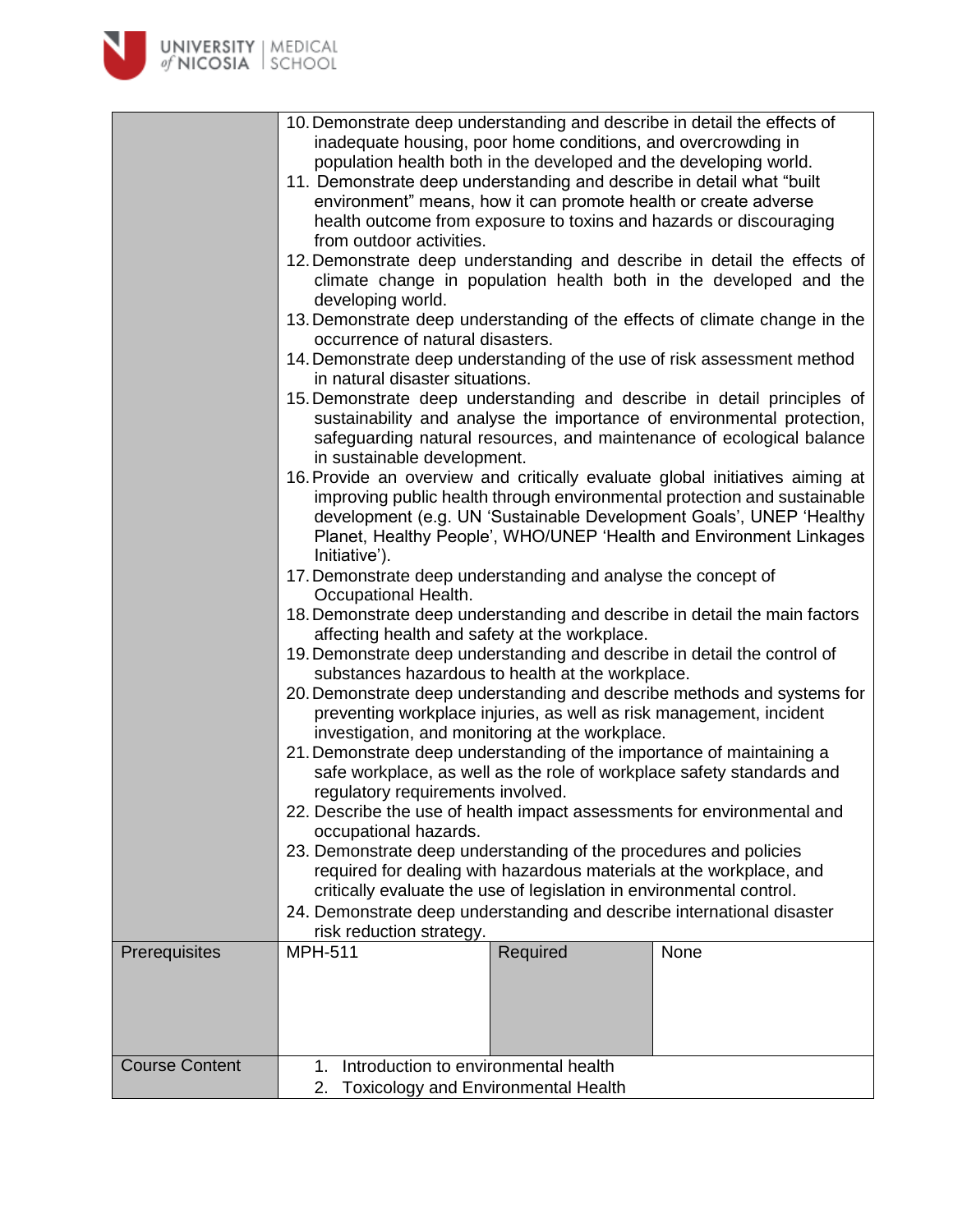| | | | |
|---|---|---|---|
| | 10. Demonstrate deep understanding and describe in detail the effects of inadequate housing, poor home conditions, and overcrowding in population health both in the developed and the developing world.<br>11. Demonstrate deep understanding and describe in detail what "built environment" means, how it can promote health or create adverse health outcome from exposure to toxins and hazards or discouraging from outdoor activities.<br>12. Demonstrate deep understanding and describe in detail the effects of climate change in population health both in the developed and the developing world.<br>13. Demonstrate deep understanding of the effects of climate change in the occurrence of natural disasters.<br>14. Demonstrate deep understanding of the use of risk assessment method in natural disaster situations.<br>15. Demonstrate deep understanding and describe in detail principles of sustainability and analyse the importance of environmental protection, safeguarding natural resources, and maintenance of ecological balance in sustainable development.<br>16. Provide an overview and critically evaluate global initiatives aiming at improving public health through environmental protection and sustainable development (e.g. UN 'Sustainable Development Goals', UNEP 'Healthy Planet, Healthy People', WHO/UNEP 'Health and Environment Linkages Initiative').<br>17. Demonstrate deep understanding and analyse the concept of Occupational Health.<br>18. Demonstrate deep understanding and describe in detail the main factors affecting health and safety at the workplace.<br>19. Demonstrate deep understanding and describe in detail the control of substances hazardous to health at the workplace.<br>20. Demonstrate deep understanding and describe methods and systems for preventing workplace injuries, as well as risk management, incident investigation, and monitoring at the workplace.<br>21. Demonstrate deep understanding of the importance of maintaining a safe workplace, as well as the role of workplace safety standards and regulatory requirements involved.<br>22. Describe the use of health impact assessments for environmental and occupational hazards.<br>23. Demonstrate deep understanding of the procedures and policies required for dealing with hazardous materials at the workplace, and critically evaluate the use of legislation in environmental control.<br>24. Demonstrate deep understanding and describe international disaster risk reduction strategy. | | |
| Prerequisites | MPH-511 | Required | None |
| Course Content | 1. Introduction to environmental health<br>2. Toxicology and Environmental Health | | |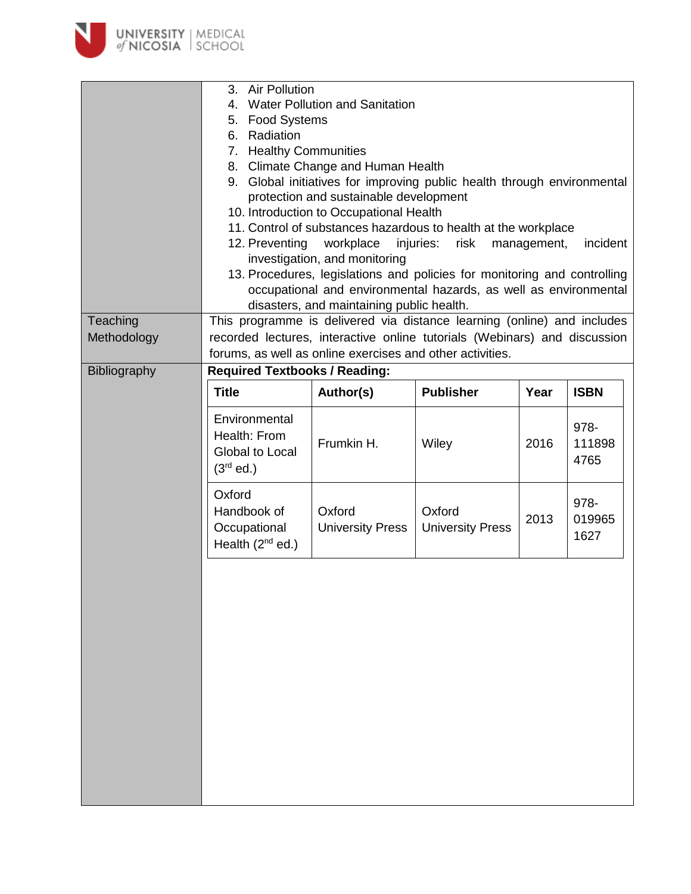| | |
|---|---|
| | 3. Air Pollution<br>4. Water Pollution and Sanitation<br>5. Food Systems<br>6. Radiation<br>7. Healthy Communities<br>8. Climate Change and Human Health<br>9. Global initiatives for improving public health through environmental protection and sustainable development<br>10. Introduction to Occupational Health<br>11. Control of substances hazardous to health at the workplace<br>12. Preventing workplace injuries: risk management, incident investigation, and monitoring<br>13. Procedures, legislations and policies for monitoring and controlling occupational and environmental hazards, as well as environmental disasters, and maintaining public health. |
| Teaching Methodology | This programme is delivered via distance learning (online) and includes recorded lectures, interactive online tutorials (Webinars) and discussion forums, as well as online exercises and other activities. |
| Bibliography | **Required Textbooks / Reading:** |

| Title | Author(s) | Publisher | Year | ISBN |
|---|---|---|---|---|
| Environmental Health: From Global to Local (3rd ed.) | Frumkin H. | Wiley | 2016 | 978-1118984765 |
| Oxford Handbook of Occupational Health (2nd ed.) | Oxford University Press | Oxford University Press | 2013 | 978-0199651627 |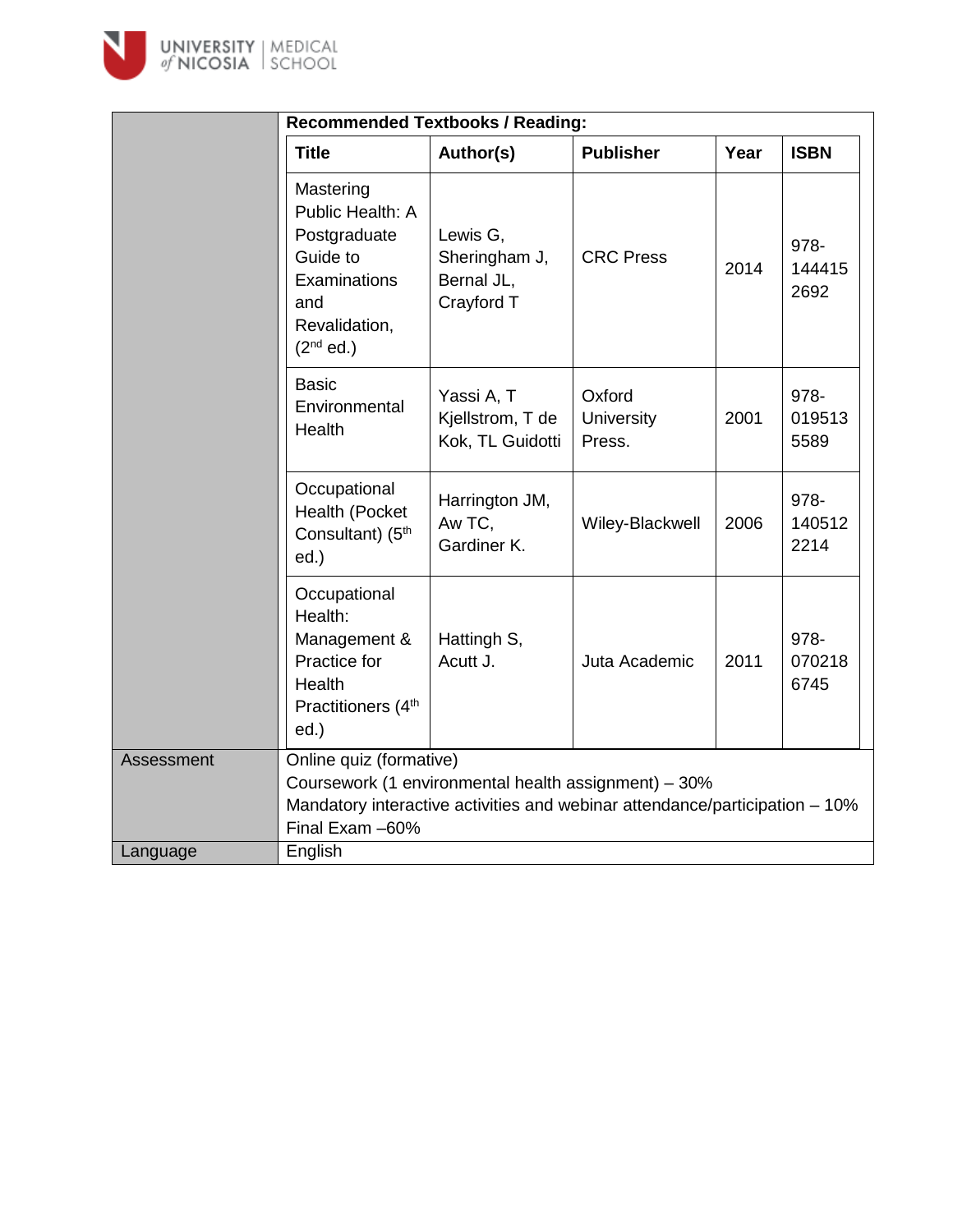| | |
|---|---|
| | **Recommended Textbooks / Reading:** |

| Title | Author(s) | Publisher | Year | ISBN |
|---|---|---|---|---|
| Mastering Public Health: A Postgraduate Guide to Examinations and Revalidation, (2nd ed.) | Lewis G, Sheringham J, Bernal JL, Crayford T | CRC Press | 2014 | 978-1444152692 |
| Basic Environmental Health | Yassi A, T Kjellstrom, T de Kok, TL Guidotti | Oxford University Press. | 2001 | 978-0195135589 |
| Occupational Health (Pocket Consultant) (5th ed.) | Harrington JM, Aw TC, Gardiner K. | Wiley-Blackwell | 2006 | 978-1405122214 |
| Occupational Health: Management & Practice for Health Practitioners (4th ed.) | Hattingh S, Acutt J. | Juta Academic | 2011 | 978-0702186745 |

| | |
|---|---|
| Assessment | Online quiz (formative)<br>Coursework (1 environmental health assignment) – 30%<br>Mandatory interactive activities and webinar attendance/participation – 10%<br>Final Exam –60% |
| Language | English |